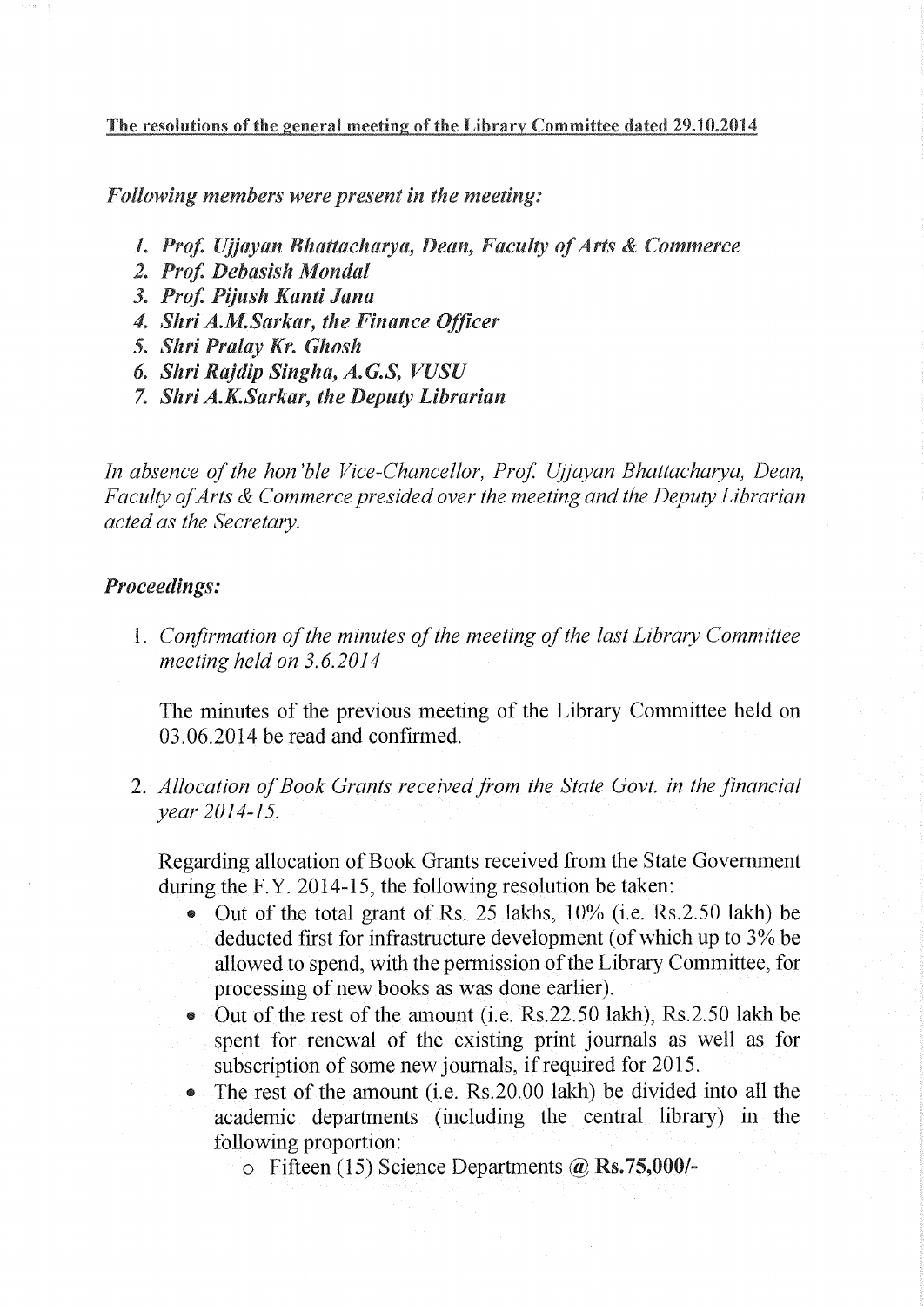**The resolutions of the general meeting of the Library Committee dated 29.10.2014**

***Following members were present in the meeting:***

1. ***Prof. Ujjayan Bhattacharya, Dean, Faculty of Arts & Commerce***
2. ***Prof. Debasish Mondal***
3. ***Prof. Pijush Kanti Jana***
4. ***Shri A.M.Sarkar, the Finance Officer***
5. ***Shri Pralay Kr. Ghosh***
6. ***Shri Rajdip Singha, A.G.S, VUSU***
7. ***Shri A.K.Sarkar, the Deputy Librarian***

*In absence of the hon'ble Vice-Chancellor, Prof. Ujjayan Bhattacharya, Dean, Faculty of Arts & Commerce presided over the meeting and the Deputy Librarian acted as the Secretary.*

***Proceedings:***

1. *Confirmation of the minutes of the meeting of the last Library Committee meeting held on 3.6.2014*

   The minutes of the previous meeting of the Library Committee held on 03.06.2014 be read and confirmed.

2. *Allocation of Book Grants received from the State Govt. in the financial year 2014-15.*

   Regarding allocation of Book Grants received from the State Government during the F.Y. 2014-15, the following resolution be taken:

   - Out of the total grant of Rs. 25 lakhs, 10% (i.e. Rs.2.50 lakh) be deducted first for infrastructure development (of which up to 3% be allowed to spend, with the permission of the Library Committee, for processing of new books as was done earlier).
   - Out of the rest of the amount (i.e. Rs.22.50 lakh), Rs.2.50 lakh be spent for renewal of the existing print journals as well as for subscription of some new journals, if required for 2015.
   - The rest of the amount (i.e. Rs.20.00 lakh) be divided into all the academic departments (including the central library) in the following proportion:
     - Fifteen (15) Science Departments @ **Rs.75,000/-**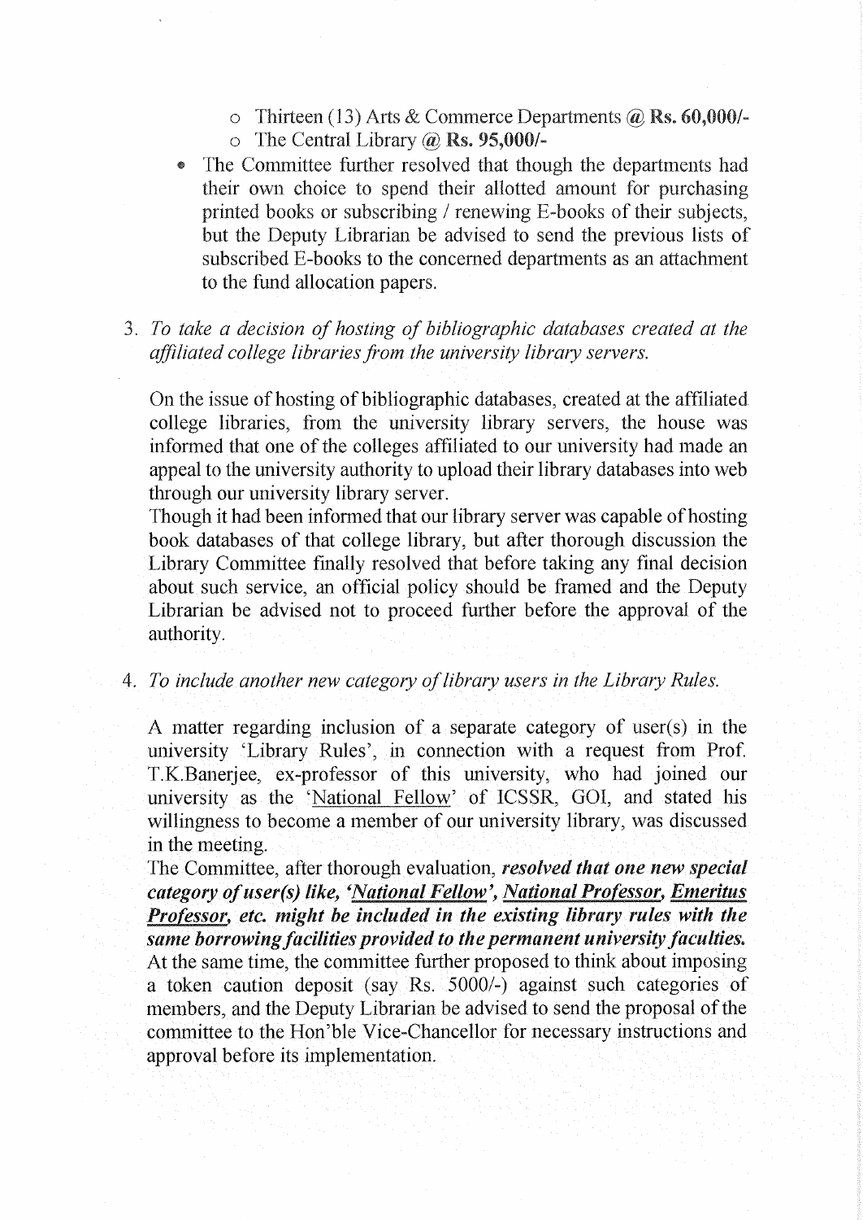- Thirteen (13) Arts & Commerce Departments @ **Rs. 60,000/-**
    - The Central Library @ **Rs. 95,000/-**
- The Committee further resolved that though the departments had their own choice to spend their allotted amount for purchasing printed books or subscribing / renewing E-books of their subjects, but the Deputy Librarian be advised to send the previous lists of subscribed E-books to the concerned departments as an attachment to the fund allocation papers.

3. *To take a decision of hosting of bibliographic databases created at the affiliated college libraries from the university library servers.*

   On the issue of hosting of bibliographic databases, created at the affiliated college libraries, from the university library servers, the house was informed that one of the colleges affiliated to our university had made an appeal to the university authority to upload their library databases into web through our university library server.

   Though it had been informed that our library server was capable of hosting book databases of that college library, but after thorough discussion the Library Committee finally resolved that before taking any final decision about such service, an official policy should be framed and the Deputy Librarian be advised not to proceed further before the approval of the authority.

4. *To include another new category of library users in the Library Rules.*

   A matter regarding inclusion of a separate category of user(s) in the university 'Library Rules', in connection with a request from Prof. T.K.Banerjee, ex-professor of this university, who had joined our university as the 'National Fellow' of ICSSR, GOI, and stated his willingness to become a member of our university library, was discussed in the meeting.

   The Committee, after thorough evaluation, ***resolved that one new special category of user(s) like, 'National Fellow', National Professor, Emeritus Professor, etc. might be included in the existing library rules with the same borrowing facilities provided to the permanent university faculties.*** At the same time, the committee further proposed to think about imposing a token caution deposit (say Rs. 5000/-) against such categories of members, and the Deputy Librarian be advised to send the proposal of the committee to the Hon'ble Vice-Chancellor for necessary instructions and approval before its implementation.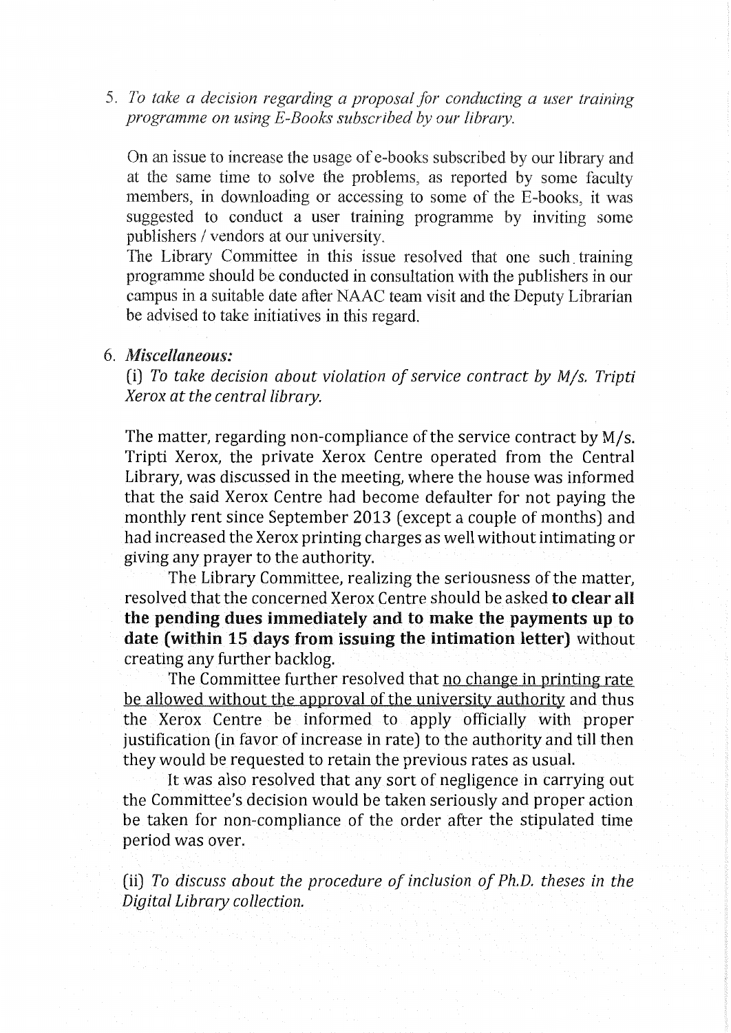5. *To take a decision regarding a proposal for conducting a user training programme on using E-Books subscribed by our library.*

   On an issue to increase the usage of e-books subscribed by our library and at the same time to solve the problems, as reported by some faculty members, in downloading or accessing to some of the E-books, it was suggested to conduct a user training programme by inviting some publishers / vendors at our university.

   The Library Committee in this issue resolved that one such training programme should be conducted in consultation with the publishers in our campus in a suitable date after NAAC team visit and the Deputy Librarian be advised to take initiatives in this regard.

6. ***Miscellaneous:***

   (i) *To take decision about violation of service contract by M/s. Tripti Xerox at the central library.*

   The matter, regarding non-compliance of the service contract by M/s. Tripti Xerox, the private Xerox Centre operated from the Central Library, was discussed in the meeting, where the house was informed that the said Xerox Centre had become defaulter for not paying the monthly rent since September 2013 (except a couple of months) and had increased the Xerox printing charges as well without intimating or giving any prayer to the authority.

   The Library Committee, realizing the seriousness of the matter, resolved that the concerned Xerox Centre should be asked **to clear all the pending dues immediately and to make the payments up to date (within 15 days from issuing the intimation letter)** without creating any further backlog.

   The Committee further resolved that <u>no change in printing rate be allowed without the approval of the university authority</u> and thus the Xerox Centre be informed to apply officially with proper justification (in favor of increase in rate) to the authority and till then they would be requested to retain the previous rates as usual.

   It was also resolved that any sort of negligence in carrying out the Committee's decision would be taken seriously and proper action be taken for non-compliance of the order after the stipulated time period was over.

   (ii) *To discuss about the procedure of inclusion of Ph.D. theses in the Digital Library collection.*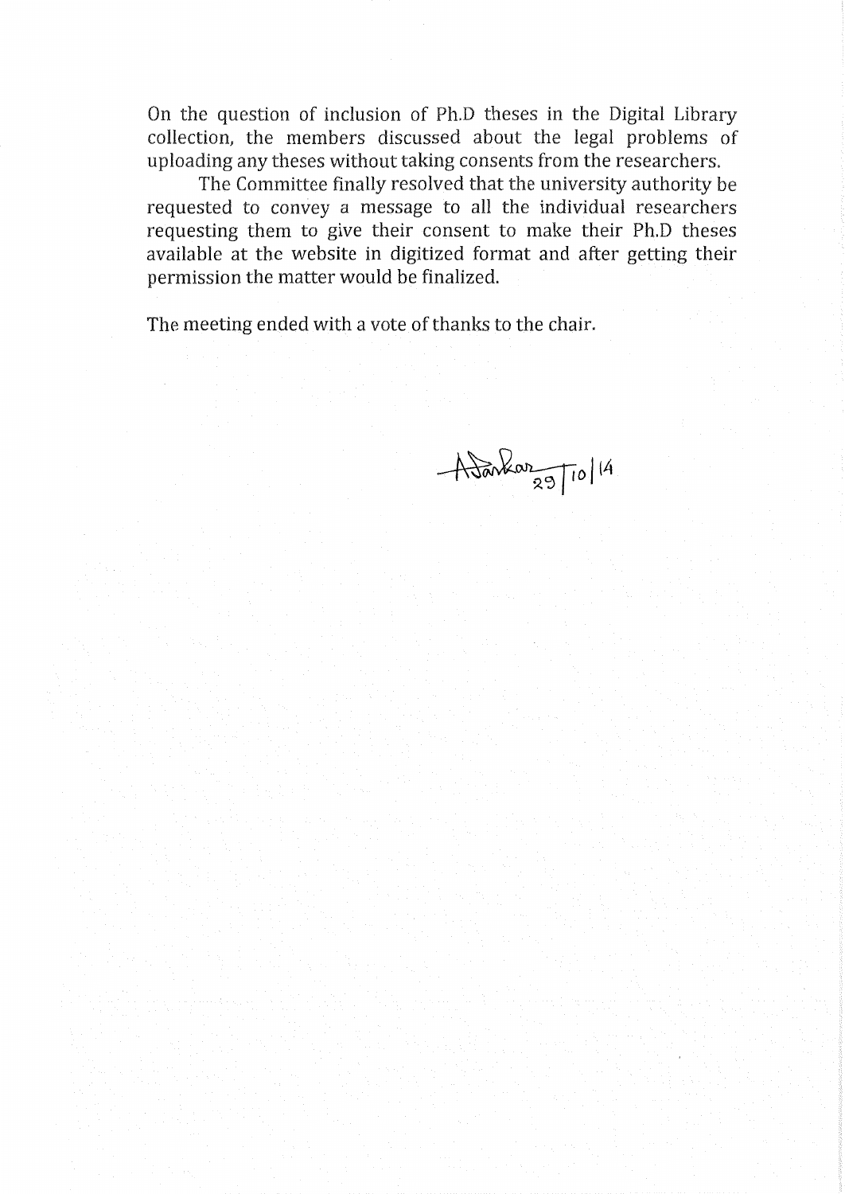On the question of inclusion of Ph.D theses in the Digital Library collection, the members discussed about the legal problems of uploading any theses without taking consents from the researchers.

The Committee finally resolved that the university authority be requested to convey a message to all the individual researchers requesting them to give their consent to make their Ph.D theses available at the website in digitized format and after getting their permission the matter would be finalized.

The meeting ended with a vote of thanks to the chair.

ASankar 29/10/14